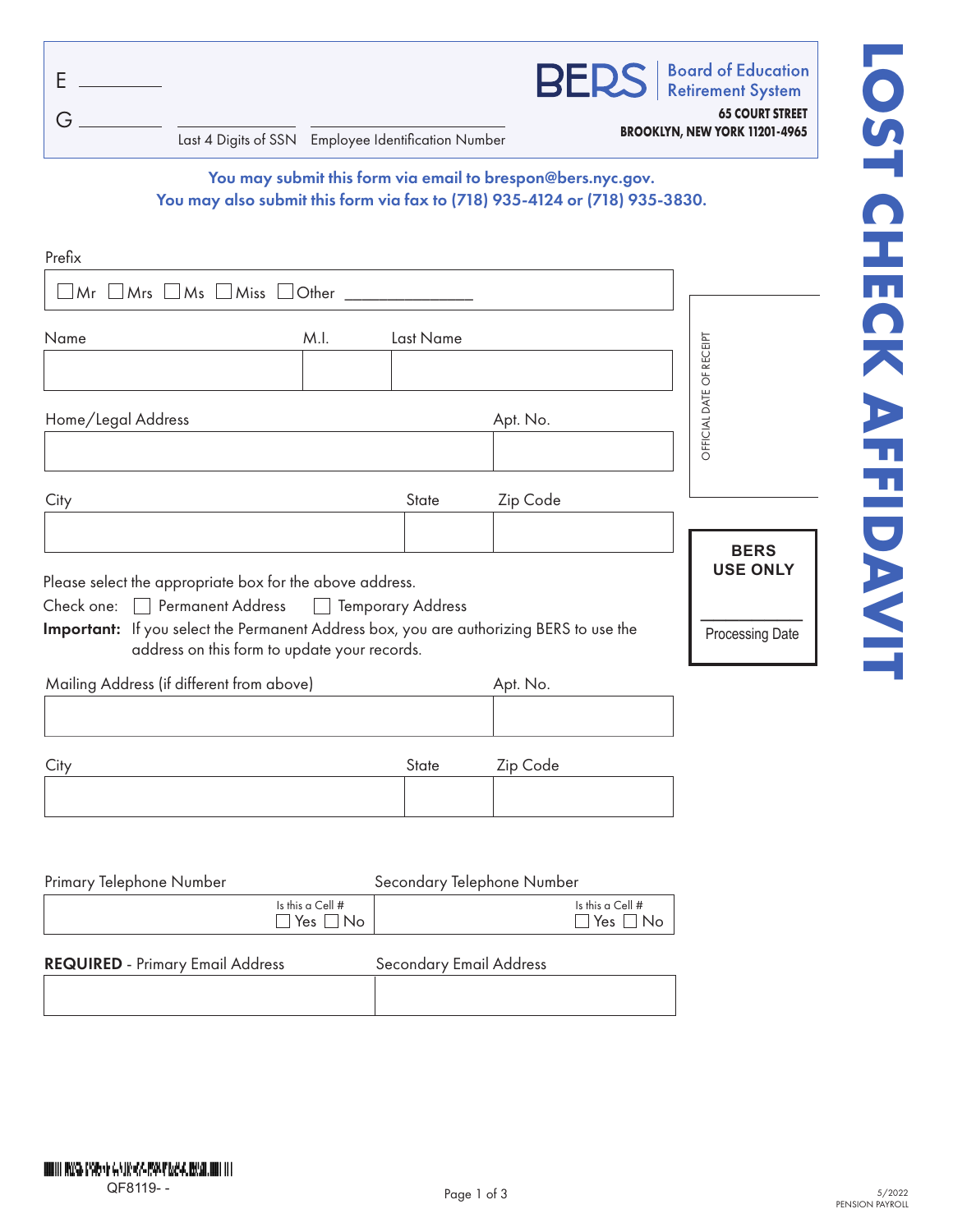# LOST CHECK AFFIDAVIT

E ________

G ________ ________________ ________________

Last 4 Digits of SSN    Employee Identification Number

**BERS** Board of Education Retirement System

**65 COURT STREET**
**BROOKLYN, NEW YORK 11201-4965**

**You may submit this form via email to brespon@bers.nyc.gov.**
**You may also submit this form via fax to (718) 935-4124 or (718) 935-3830.**

Prefix

☐ Mr ☐ Mrs ☐ Ms ☐ Miss ☐ Other ______________

| Name | M.I. | Last Name |
|---|---|---|
| | | |

| Home/Legal Address | Apt. No. |
|---|---|
| | |

| City | State | Zip Code |
|---|---|---|
| | | |

OFFICIAL DATE OF RECEIPT

**BERS USE ONLY**

Processing Date

Please select the appropriate box for the above address.

Check one: ☐ Permanent Address ☐ Temporary Address

**Important:** If you select the Permanent Address box, you are authorizing BERS to use the address on this form to update your records.

| Mailing Address (if different from above) | Apt. No. |
|---|---|
| | |

| City | State | Zip Code |
|---|---|---|
| | | |

| Primary Telephone Number | Secondary Telephone Number |
|---|---|
| Is this a Cell # ☐ Yes ☐ No | Is this a Cell # ☐ Yes ☐ No |

| **REQUIRED** - Primary Email Address | Secondary Email Address |
|---|---|
| | |

QF8119- -

5/2022
PENSION PAYROLL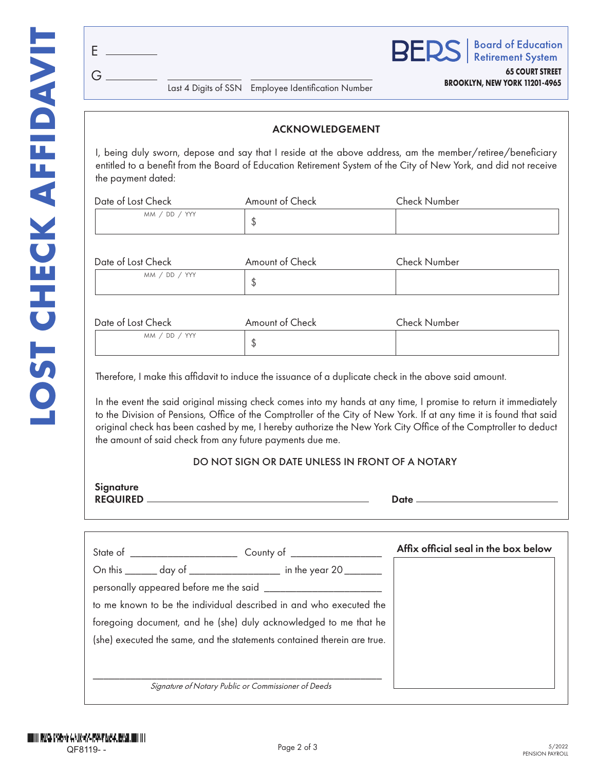# LOST CHECK AFFIDAVIT

E ________

G ________ ________________ ____________________________

Last 4 Digits of SSN    Employee Identification Number

**BERS** | Board of Education Retirement System

**65 COURT STREET**
**BROOKLYN, NEW YORK 11201-4965**

## ACKNOWLEDGEMENT

I, being duly sworn, depose and say that I reside at the above address, am the member/retiree/beneficiary entitled to a benefit from the Board of Education Retirement System of the City of New York, and did not receive the payment dated:

| Date of Lost Check | Amount of Check | Check Number |
|---|---|---|
| MM / DD / YYY | $ | |

| Date of Lost Check | Amount of Check | Check Number |
|---|---|---|
| MM / DD / YYY | $ | |

| Date of Lost Check | Amount of Check | Check Number |
|---|---|---|
| MM / DD / YYY | $ | |

Therefore, I make this affidavit to induce the issuance of a duplicate check in the above said amount.

In the event the said original missing check comes into my hands at any time, I promise to return it immediately to the Division of Pensions, Office of the Comptroller of the City of New York. If at any time it is found that said original check has been cashed by me, I hereby authorize the New York City Office of the Comptroller to deduct the amount of said check from any future payments due me.

DO NOT SIGN OR DATE UNLESS IN FRONT OF A NOTARY

**Signature REQUIRED** ________________________________ **Date** ____________________

State of ____________________ County of ________________

On this ______ day of ________________ in the year 20_______

personally appeared before me the said ______________________

to me known to be the individual described in and who executed the foregoing document, and he (she) duly acknowledged to me that he (she) executed the same, and the statements contained therein are true.

______________________________________________

*Signature of Notary Public or Commissioner of Deeds*

**Affix official seal in the box below**

QF8119- -

5/2022
PENSION PAYROLL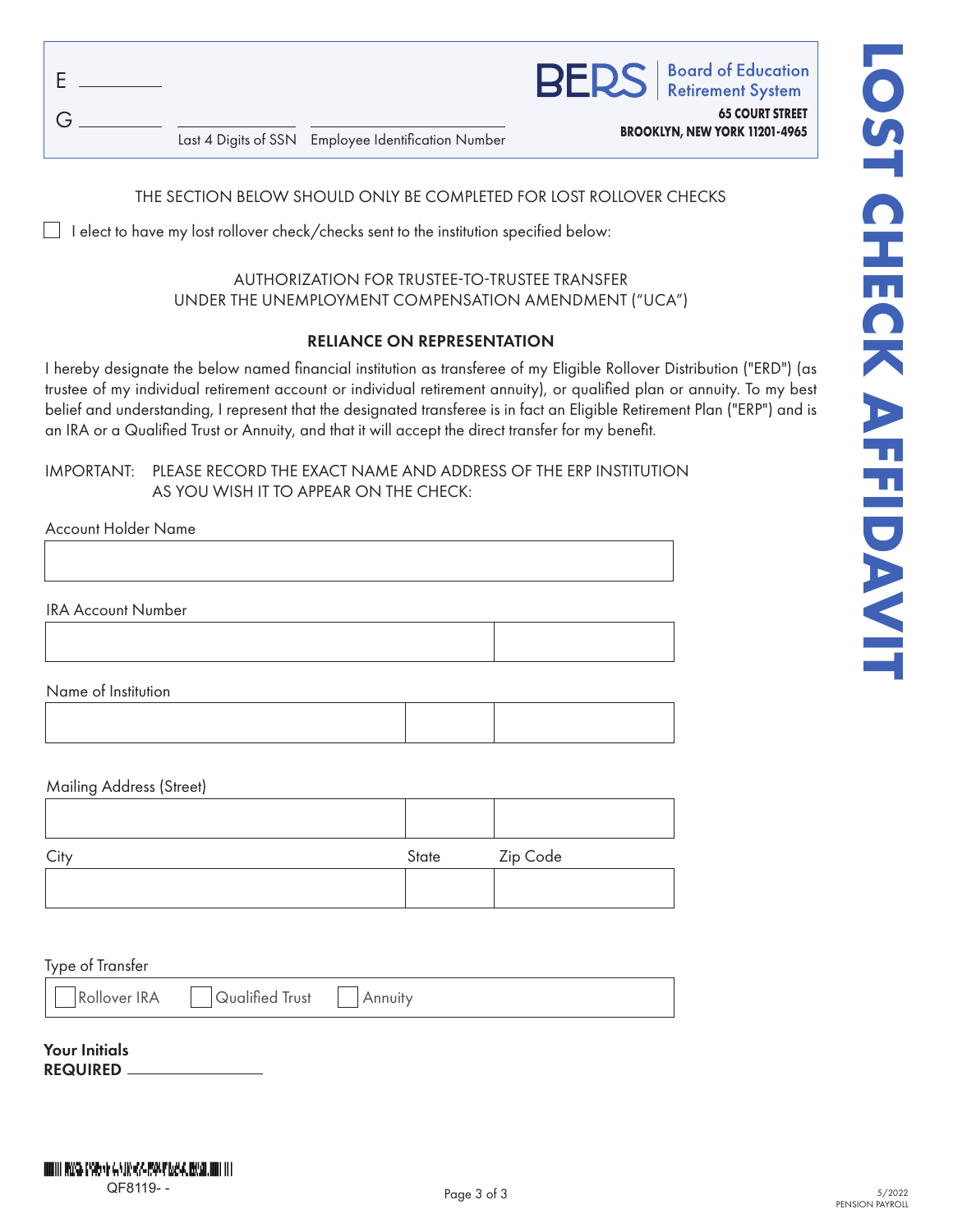# LOST CHECK AFFIDAVIT

E ___________

G ___________

Last 4 Digits of SSN ___________ Employee Identification Number ___________

**BERS** | Board of Education Retirement System

**65 COURT STREET**
**BROOKLYN, NEW YORK 11201-4965**

THE SECTION BELOW SHOULD ONLY BE COMPLETED FOR LOST ROLLOVER CHECKS

☐ I elect to have my lost rollover check/checks sent to the institution specified below:

AUTHORIZATION FOR TRUSTEE-TO-TRUSTEE TRANSFER
UNDER THE UNEMPLOYMENT COMPENSATION AMENDMENT ("UCA")

## RELIANCE ON REPRESENTATION

I hereby designate the below named financial institution as transferee of my Eligible Rollover Distribution ("ERD") (as trustee of my individual retirement account or individual retirement annuity), or qualified plan or annuity. To my best belief and understanding, I represent that the designated transferee is in fact an Eligible Retirement Plan ("ERP") and is an IRA or a Qualified Trust or Annuity, and that it will accept the direct transfer for my benefit.

IMPORTANT: PLEASE RECORD THE EXACT NAME AND ADDRESS OF THE ERP INSTITUTION AS YOU WISH IT TO APPEAR ON THE CHECK:

Account Holder Name

___________

IRA Account Number

___________

Name of Institution

___________

Mailing Address (Street)

___________

City ___________ State ___________ Zip Code ___________

Type of Transfer

☐ Rollover IRA ☐ Qualified Trust ☐ Annuity

**Your Initials**
**REQUIRED** ___________

QF8119- -

5/2022
PENSION PAYROLL